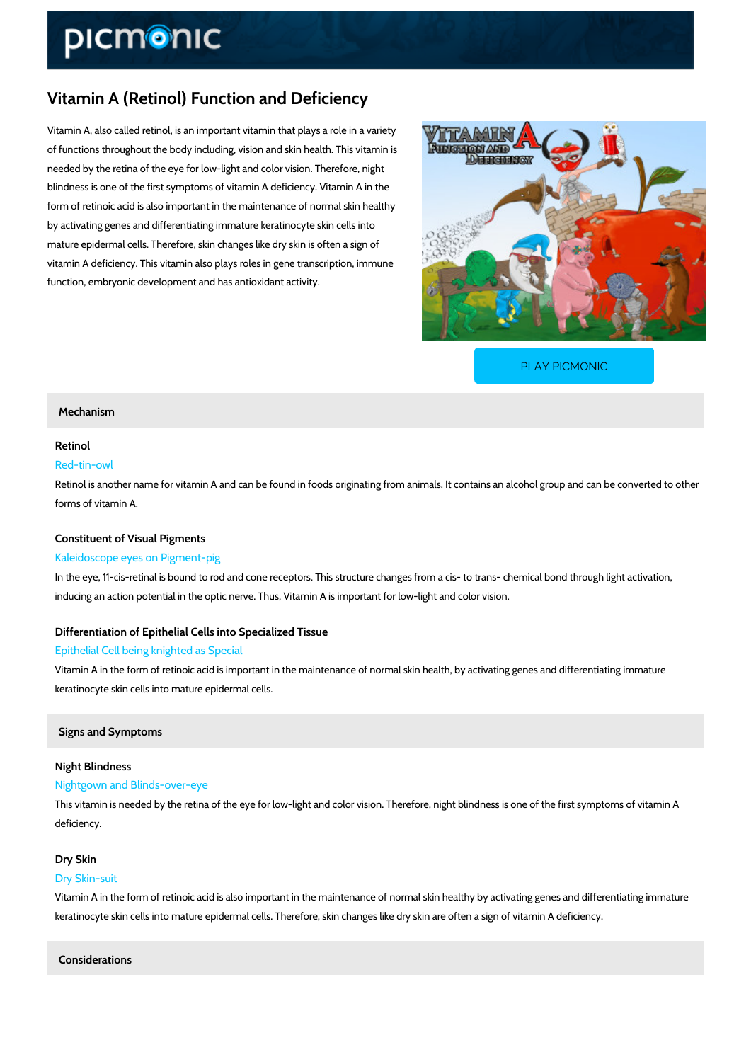# Vitamin A (Retinol) Function and Deficiency

Vitamin A, also called retinol, is an important vitamin that plays a role in a variety of functions throughout the body including, vision and skin health. This vitamin is needed by the retina of the eye for low-light and color vision. Therefore, night blindness is one of the first symptoms of vitamin A deficiency. Vitamin A in the form of retinoic acid is also important in the maintenance of normal skin healthy by activating genes and differentiating immature keratinocyte skin cells into mature epidermal cells. Therefore, skin changes like dry skin is often a sign of vitamin A deficiency. This vitamin also plays roles in gene transcription, immune function, embryonic development and has antioxidant activity.

PLAY PICMONIC

## Mechanism

### Retinol

Red-tin-owl

Retinol is another name for vitamin A and can be found in foods originating from animals. It contains an alcohol group and can be converted to other forms of vitamin A.

### Constituent of Visual Pigments

Kaleidoscope eyes on Pigment-pig

In the eye, 11-cis-retinal is bound to rod and cone receptors. This structure changes from a cis- to trans- chemical bond through light activation, inducing an action potential in the optic nerve. Thus, Vitamin A is important for low-light and color vision.

### Differentiation of Epithelial Cells into Specialized Tissue

Epithelial Cell being knighted as Special

Vitamin A in the form of retinoic acid is important in the maintenance of normal skin health, by activating genes and differentiating immature keratinocyte skin cells into mature epidermal cells.

## Signs and Symptoms

### Night Blindness

Nightgown and Blinds-over-eye

This vitamin is needed by the retina of the eye for low-light and color vision. Therefore, night blindness is one of the first symptoms of vitamin A deficiency.

### Dry Skin

Dry Skin-suit

Vitamin A in the form of retinoic acid is also important in the maintenance of normal skin healthy by activating genes and differentiating immature keratinocyte skin cells into mature epidermal cells. Therefore, skin changes like dry skin are often a sign of vitamin A deficiency.

## Considerations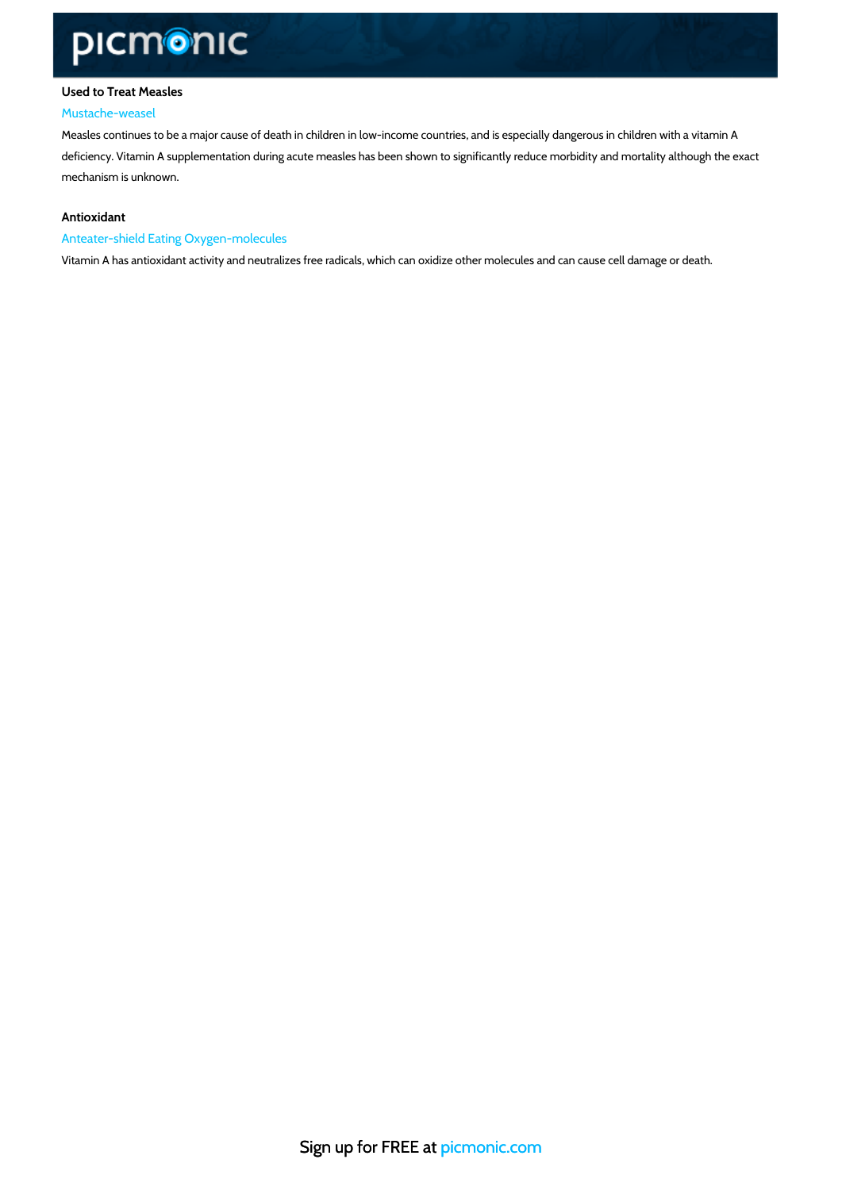**Used to Treat Measles**

Mustache-weasel

Measles continues to be a major cause of death in children in low-income countries, and is especially dangerous in children with a vitamin A deficiency. Vitamin A supplementation during acute measles has been shown to significantly reduce morbidity and mortality although the exact mechanism is unknown.

**Antioxidant**

Anteater-shield Eating Oxygen-molecules

Vitamin A has antioxidant activity and neutralizes free radicals, which can oxidize other molecules and can cause cell damage or death.